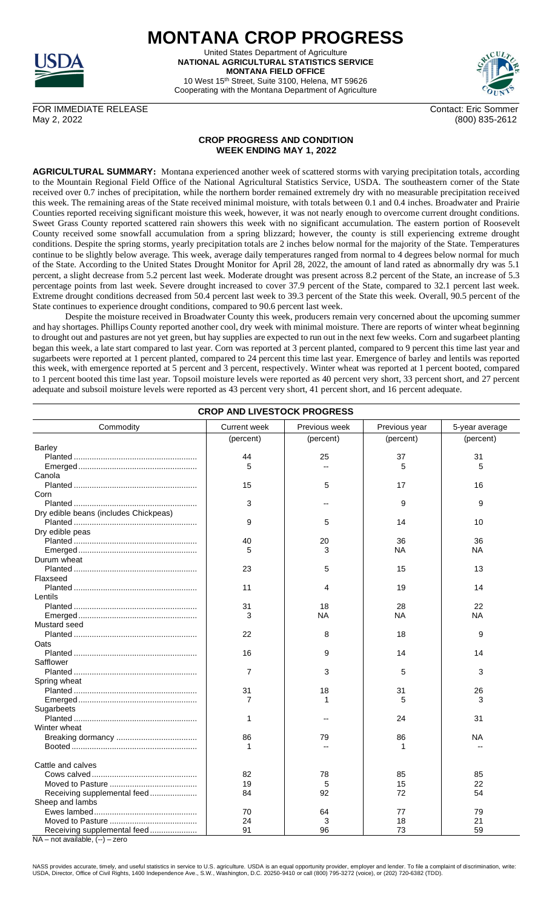# MONTANA CROP PROGRESS

United States Department of Agriculture
**NATIONAL AGRICULTURAL STATISTICS SERVICE**
**MONTANA FIELD OFFICE**
10 West 15th Street, Suite 3100, Helena, MT 59626
Cooperating with the Montana Department of Agriculture

FOR IMMEDIATE RELEASE
May 2, 2022

Contact: Eric Sommer
(800) 835-2612

## CROP PROGRESS AND CONDITION
## WEEK ENDING MAY 1, 2022

**AGRICULTURAL SUMMARY:** Montana experienced another week of scattered storms with varying precipitation totals, according to the Mountain Regional Field Office of the National Agricultural Statistics Service, USDA. The southeastern corner of the State received over 0.7 inches of precipitation, while the northern border remained extremely dry with no measurable precipitation received this week. The remaining areas of the State received minimal moisture, with totals between 0.1 and 0.4 inches. Broadwater and Prairie Counties reported receiving significant moisture this week, however, it was not nearly enough to overcome current drought conditions. Sweet Grass County reported scattered rain showers this week with no significant accumulation. The eastern portion of Roosevelt County received some snowfall accumulation from a spring blizzard; however, the county is still experiencing extreme drought conditions. Despite the spring storms, yearly precipitation totals are 2 inches below normal for the majority of the State. Temperatures continue to be slightly below average. This week, average daily temperatures ranged from normal to 4 degrees below normal for much of the State. According to the United States Drought Monitor for April 28, 2022, the amount of land rated as abnormally dry was 5.1 percent, a slight decrease from 5.2 percent last week. Moderate drought was present across 8.2 percent of the State, an increase of 5.3 percentage points from last week. Severe drought increased to cover 37.9 percent of the State, compared to 32.1 percent last week. Extreme drought conditions decreased from 50.4 percent last week to 39.3 percent of the State this week. Overall, 90.5 percent of the State continues to experience drought conditions, compared to 90.6 percent last week.

Despite the moisture received in Broadwater County this week, producers remain very concerned about the upcoming summer and hay shortages. Phillips County reported another cool, dry week with minimal moisture. There are reports of winter wheat beginning to drought out and pastures are not yet green, but hay supplies are expected to run out in the next few weeks. Corn and sugarbeet planting began this week, a late start compared to last year. Corn was reported at 3 percent planted, compared to 9 percent this time last year and sugarbeets were reported at 1 percent planted, compared to 24 percent this time last year. Emergence of barley and lentils was reported this week, with emergence reported at 5 percent and 3 percent, respectively. Winter wheat was reported at 1 percent booted, compared to 1 percent booted this time last year. Topsoil moisture levels were reported as 40 percent very short, 33 percent short, and 27 percent adequate and subsoil moisture levels were reported as 43 percent very short, 41 percent short, and 16 percent adequate.

### CROP AND LIVESTOCK PROGRESS

| Commodity | Current week | Previous week | Previous year | 5-year average |
|---|---|---|---|---|
| | (percent) | (percent) | (percent) | (percent) |
| Barley | | | | |
| Planted | 44 | 25 | 37 | 31 |
| Emerged | 5 | -- | 5 | 5 |
| Canola | | | | |
| Planted | 15 | 5 | 17 | 16 |
| Corn | | | | |
| Planted | 3 | -- | 9 | 9 |
| Dry edible beans (includes Chickpeas) | | | | |
| Planted | 9 | 5 | 14 | 10 |
| Dry edible peas | | | | |
| Planted | 40 | 20 | 36 | 36 |
| Emerged | 5 | 3 | NA | NA |
| Durum wheat | | | | |
| Planted | 23 | 5 | 15 | 13 |
| Flaxseed | | | | |
| Planted | 11 | 4 | 19 | 14 |
| Lentils | | | | |
| Planted | 31 | 18 | 28 | 22 |
| Emerged | 3 | NA | NA | NA |
| Mustard seed | | | | |
| Planted | 22 | 8 | 18 | 9 |
| Oats | | | | |
| Planted | 16 | 9 | 14 | 14 |
| Safflower | | | | |
| Planted | 7 | 3 | 5 | 3 |
| Spring wheat | | | | |
| Planted | 31 | 18 | 31 | 26 |
| Emerged | 7 | 1 | 5 | 3 |
| Sugarbeets | | | | |
| Planted | 1 | -- | 24 | 31 |
| Winter wheat | | | | |
| Breaking dormancy | 86 | 79 | 86 | NA |
| Booted | 1 | -- | 1 | -- |
| Cattle and calves | | | | |
| Cows calved | 82 | 78 | 85 | 85 |
| Moved to Pasture | 19 | 5 | 15 | 22 |
| Receiving supplemental feed | 84 | 92 | 72 | 54 |
| Sheep and lambs | | | | |
| Ewes lambed | 70 | 64 | 77 | 79 |
| Moved to Pasture | 24 | 3 | 18 | 21 |
| Receiving supplemental feed | 91 | 96 | 73 | 59 |

NA – not available, (--) – zero

NASS provides accurate, timely, and useful statistics in service to U.S. agriculture. USDA is an equal opportunity provider, employer and lender. To file a complaint of discrimination, write: USDA, Director, Office of Civil Rights, 1400 Independence Ave., S.W., Washington, D.C. 20250-9410 or call (800) 795-3272 (voice), or (202) 720-6382 (TDD).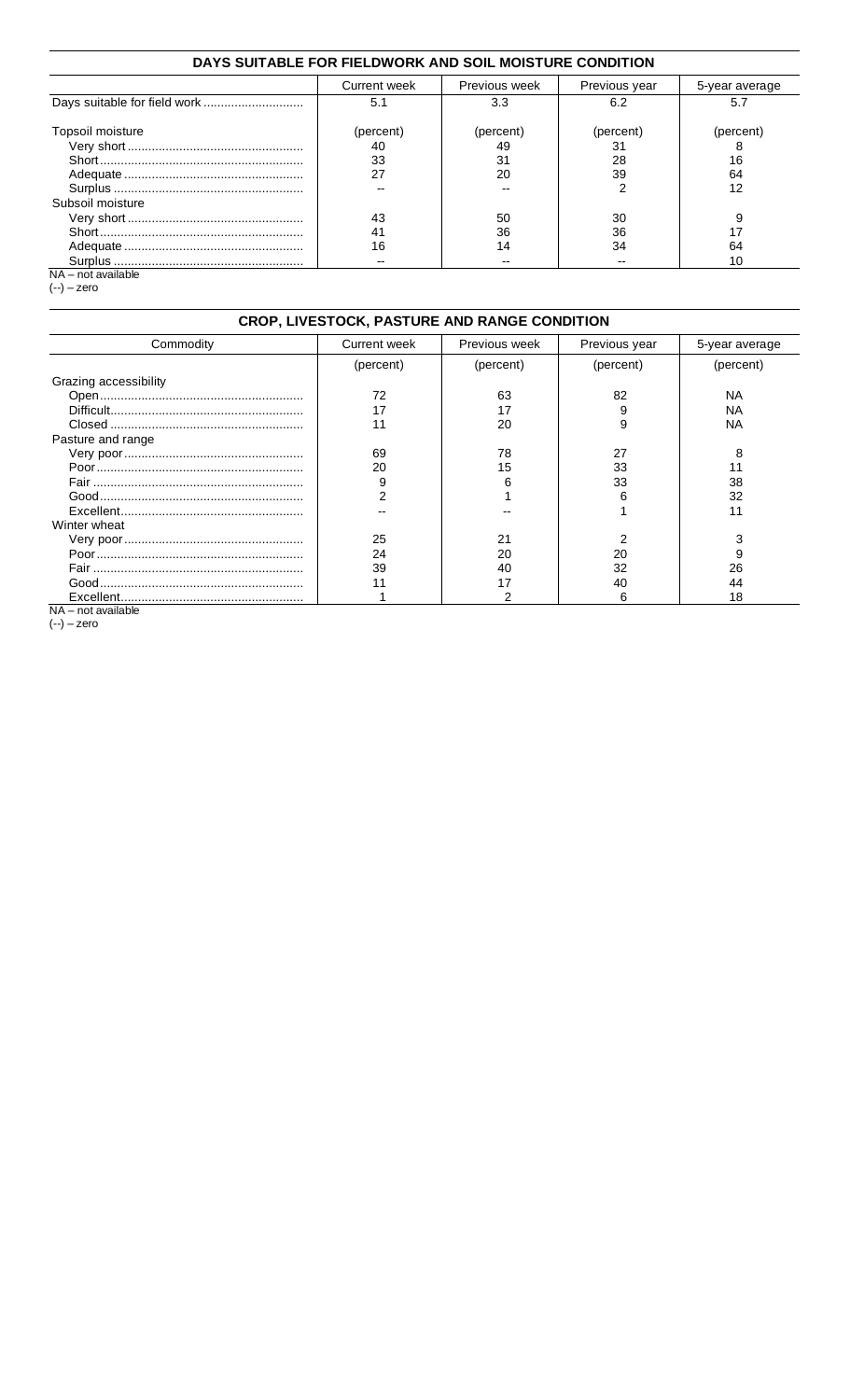## DAYS SUITABLE FOR FIELDWORK AND SOIL MOISTURE CONDITION

| | Current week | Previous week | Previous year | 5-year average |
|---|---|---|---|---|
| Days suitable for field work | 5.1 | 3.3 | 6.2 | 5.7 |
| Topsoil moisture | (percent) | (percent) | (percent) | (percent) |
| Very short | 40 | 49 | 31 | 8 |
| Short | 33 | 31 | 28 | 16 |
| Adequate | 27 | 20 | 39 | 64 |
| Surplus | -- | -- | 2 | 12 |
| Subsoil moisture | | | | |
| Very short | 43 | 50 | 30 | 9 |
| Short | 41 | 36 | 36 | 17 |
| Adequate | 16 | 14 | 34 | 64 |
| Surplus | -- | -- | -- | 10 |

NA – not available
(--) – zero

## CROP, LIVESTOCK, PASTURE AND RANGE CONDITION

| Commodity | Current week | Previous week | Previous year | 5-year average |
|---|---|---|---|---|
| | (percent) | (percent) | (percent) | (percent) |
| Grazing accessibility | | | | |
| Open | 72 | 63 | 82 | NA |
| Difficult | 17 | 17 | 9 | NA |
| Closed | 11 | 20 | 9 | NA |
| Pasture and range | | | | |
| Very poor | 69 | 78 | 27 | 8 |
| Poor | 20 | 15 | 33 | 11 |
| Fair | 9 | 6 | 33 | 38 |
| Good | 2 | 1 | 6 | 32 |
| Excellent | -- | -- | 1 | 11 |
| Winter wheat | | | | |
| Very poor | 25 | 21 | 2 | 3 |
| Poor | 24 | 20 | 20 | 9 |
| Fair | 39 | 40 | 32 | 26 |
| Good | 11 | 17 | 40 | 44 |
| Excellent | 1 | 2 | 6 | 18 |

NA – not available
(--) – zero